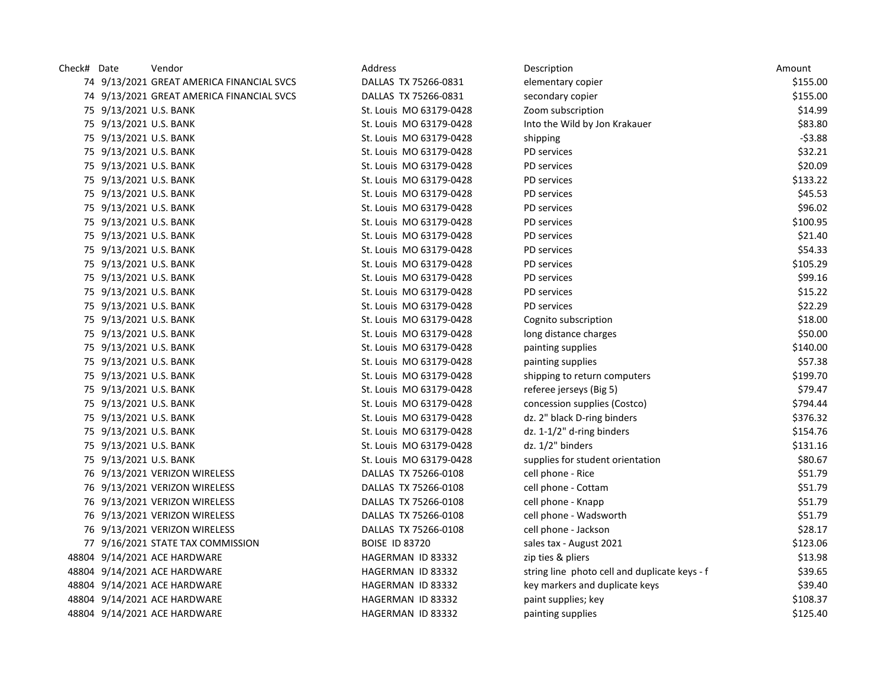| Check# | Date | Vendor | Address | Description | Amount |
|---|---|---|---|---|---|
| 74 | 9/13/2021 | GREAT AMERICA FINANCIAL SVCS | DALLAS TX 75266-0831 | elementary copier | $155.00 |
| 74 | 9/13/2021 | GREAT AMERICA FINANCIAL SVCS | DALLAS TX 75266-0831 | secondary copier | $155.00 |
| 75 | 9/13/2021 | U.S. BANK | St. Louis MO 63179-0428 | Zoom subscription | $14.99 |
| 75 | 9/13/2021 | U.S. BANK | St. Louis MO 63179-0428 | Into the Wild by Jon Krakauer | $83.80 |
| 75 | 9/13/2021 | U.S. BANK | St. Louis MO 63179-0428 | shipping | -$3.88 |
| 75 | 9/13/2021 | U.S. BANK | St. Louis MO 63179-0428 | PD services | $32.21 |
| 75 | 9/13/2021 | U.S. BANK | St. Louis MO 63179-0428 | PD services | $20.09 |
| 75 | 9/13/2021 | U.S. BANK | St. Louis MO 63179-0428 | PD services | $133.22 |
| 75 | 9/13/2021 | U.S. BANK | St. Louis MO 63179-0428 | PD services | $45.53 |
| 75 | 9/13/2021 | U.S. BANK | St. Louis MO 63179-0428 | PD services | $96.02 |
| 75 | 9/13/2021 | U.S. BANK | St. Louis MO 63179-0428 | PD services | $100.95 |
| 75 | 9/13/2021 | U.S. BANK | St. Louis MO 63179-0428 | PD services | $21.40 |
| 75 | 9/13/2021 | U.S. BANK | St. Louis MO 63179-0428 | PD services | $54.33 |
| 75 | 9/13/2021 | U.S. BANK | St. Louis MO 63179-0428 | PD services | $105.29 |
| 75 | 9/13/2021 | U.S. BANK | St. Louis MO 63179-0428 | PD services | $99.16 |
| 75 | 9/13/2021 | U.S. BANK | St. Louis MO 63179-0428 | PD services | $15.22 |
| 75 | 9/13/2021 | U.S. BANK | St. Louis MO 63179-0428 | PD services | $22.29 |
| 75 | 9/13/2021 | U.S. BANK | St. Louis MO 63179-0428 | Cognito subscription | $18.00 |
| 75 | 9/13/2021 | U.S. BANK | St. Louis MO 63179-0428 | long distance charges | $50.00 |
| 75 | 9/13/2021 | U.S. BANK | St. Louis MO 63179-0428 | painting supplies | $140.00 |
| 75 | 9/13/2021 | U.S. BANK | St. Louis MO 63179-0428 | painting supplies | $57.38 |
| 75 | 9/13/2021 | U.S. BANK | St. Louis MO 63179-0428 | shipping to return computers | $199.70 |
| 75 | 9/13/2021 | U.S. BANK | St. Louis MO 63179-0428 | referee jerseys (Big 5) | $79.47 |
| 75 | 9/13/2021 | U.S. BANK | St. Louis MO 63179-0428 | concession supplies (Costco) | $794.44 |
| 75 | 9/13/2021 | U.S. BANK | St. Louis MO 63179-0428 | dz. 2" black D-ring binders | $376.32 |
| 75 | 9/13/2021 | U.S. BANK | St. Louis MO 63179-0428 | dz. 1-1/2" d-ring binders | $154.76 |
| 75 | 9/13/2021 | U.S. BANK | St. Louis MO 63179-0428 | dz. 1/2" binders | $131.16 |
| 75 | 9/13/2021 | U.S. BANK | St. Louis MO 63179-0428 | supplies for student orientation | $80.67 |
| 76 | 9/13/2021 | VERIZON WIRELESS | DALLAS TX 75266-0108 | cell phone - Rice | $51.79 |
| 76 | 9/13/2021 | VERIZON WIRELESS | DALLAS TX 75266-0108 | cell phone - Cottam | $51.79 |
| 76 | 9/13/2021 | VERIZON WIRELESS | DALLAS TX 75266-0108 | cell phone - Knapp | $51.79 |
| 76 | 9/13/2021 | VERIZON WIRELESS | DALLAS TX 75266-0108 | cell phone - Wadsworth | $51.79 |
| 76 | 9/13/2021 | VERIZON WIRELESS | DALLAS TX 75266-0108 | cell phone - Jackson | $28.17 |
| 77 | 9/16/2021 | STATE TAX COMMISSION | BOISE ID 83720 | sales tax - August 2021 | $123.06 |
| 48804 | 9/14/2021 | ACE HARDWARE | HAGERMAN ID 83332 | zip ties & pliers | $13.98 |
| 48804 | 9/14/2021 | ACE HARDWARE | HAGERMAN ID 83332 | string line photo cell and duplicate keys - f | $39.65 |
| 48804 | 9/14/2021 | ACE HARDWARE | HAGERMAN ID 83332 | key markers and duplicate keys | $39.40 |
| 48804 | 9/14/2021 | ACE HARDWARE | HAGERMAN ID 83332 | paint supplies; key | $108.37 |
| 48804 | 9/14/2021 | ACE HARDWARE | HAGERMAN ID 83332 | painting supplies | $125.40 |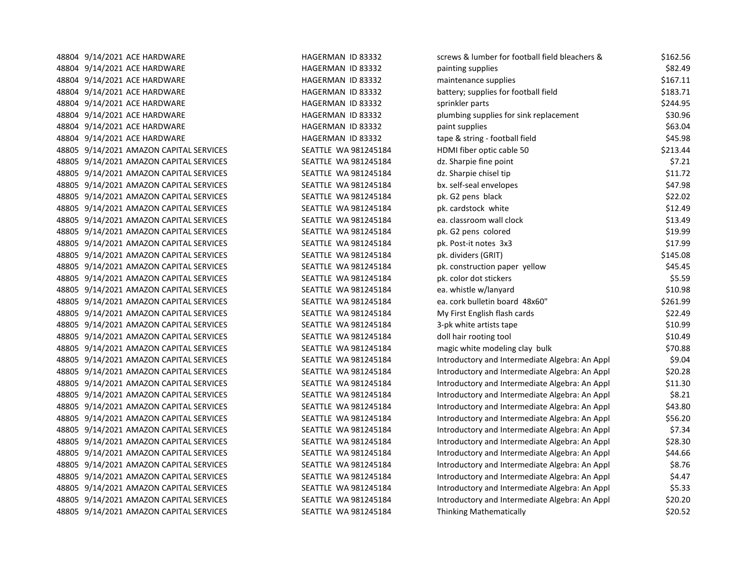| | | | | | |
|---|---|---|---|---|---|
| 48804 | 9/14/2021 | ACE HARDWARE | HAGERMAN ID 83332 | screws & lumber for football field bleachers & | $162.56 |
| 48804 | 9/14/2021 | ACE HARDWARE | HAGERMAN ID 83332 | painting supplies | $82.49 |
| 48804 | 9/14/2021 | ACE HARDWARE | HAGERMAN ID 83332 | maintenance supplies | $167.11 |
| 48804 | 9/14/2021 | ACE HARDWARE | HAGERMAN ID 83332 | battery; supplies for football field | $183.71 |
| 48804 | 9/14/2021 | ACE HARDWARE | HAGERMAN ID 83332 | sprinkler parts | $244.95 |
| 48804 | 9/14/2021 | ACE HARDWARE | HAGERMAN ID 83332 | plumbing supplies for sink replacement | $30.96 |
| 48804 | 9/14/2021 | ACE HARDWARE | HAGERMAN ID 83332 | paint supplies | $63.04 |
| 48804 | 9/14/2021 | ACE HARDWARE | HAGERMAN ID 83332 | tape & string - football field | $45.98 |
| 48805 | 9/14/2021 | AMAZON CAPITAL SERVICES | SEATTLE WA 981245184 | HDMI fiber optic cable 50 | $213.44 |
| 48805 | 9/14/2021 | AMAZON CAPITAL SERVICES | SEATTLE WA 981245184 | dz. Sharpie fine point | $7.21 |
| 48805 | 9/14/2021 | AMAZON CAPITAL SERVICES | SEATTLE WA 981245184 | dz. Sharpie chisel tip | $11.72 |
| 48805 | 9/14/2021 | AMAZON CAPITAL SERVICES | SEATTLE WA 981245184 | bx. self-seal envelopes | $47.98 |
| 48805 | 9/14/2021 | AMAZON CAPITAL SERVICES | SEATTLE WA 981245184 | pk. G2 pens black | $22.02 |
| 48805 | 9/14/2021 | AMAZON CAPITAL SERVICES | SEATTLE WA 981245184 | pk. cardstock white | $12.49 |
| 48805 | 9/14/2021 | AMAZON CAPITAL SERVICES | SEATTLE WA 981245184 | ea. classroom wall clock | $13.49 |
| 48805 | 9/14/2021 | AMAZON CAPITAL SERVICES | SEATTLE WA 981245184 | pk. G2 pens colored | $19.99 |
| 48805 | 9/14/2021 | AMAZON CAPITAL SERVICES | SEATTLE WA 981245184 | pk. Post-it notes 3x3 | $17.99 |
| 48805 | 9/14/2021 | AMAZON CAPITAL SERVICES | SEATTLE WA 981245184 | pk. dividers (GRIT) | $145.08 |
| 48805 | 9/14/2021 | AMAZON CAPITAL SERVICES | SEATTLE WA 981245184 | pk. construction paper yellow | $45.45 |
| 48805 | 9/14/2021 | AMAZON CAPITAL SERVICES | SEATTLE WA 981245184 | pk. color dot stickers | $5.59 |
| 48805 | 9/14/2021 | AMAZON CAPITAL SERVICES | SEATTLE WA 981245184 | ea. whistle w/lanyard | $10.98 |
| 48805 | 9/14/2021 | AMAZON CAPITAL SERVICES | SEATTLE WA 981245184 | ea. cork bulletin board 48x60" | $261.99 |
| 48805 | 9/14/2021 | AMAZON CAPITAL SERVICES | SEATTLE WA 981245184 | My First English flash cards | $22.49 |
| 48805 | 9/14/2021 | AMAZON CAPITAL SERVICES | SEATTLE WA 981245184 | 3-pk white artists tape | $10.99 |
| 48805 | 9/14/2021 | AMAZON CAPITAL SERVICES | SEATTLE WA 981245184 | doll hair rooting tool | $10.49 |
| 48805 | 9/14/2021 | AMAZON CAPITAL SERVICES | SEATTLE WA 981245184 | magic white modeling clay bulk | $70.88 |
| 48805 | 9/14/2021 | AMAZON CAPITAL SERVICES | SEATTLE WA 981245184 | Introductory and Intermediate Algebra: An Appl | $9.04 |
| 48805 | 9/14/2021 | AMAZON CAPITAL SERVICES | SEATTLE WA 981245184 | Introductory and Intermediate Algebra: An Appl | $20.28 |
| 48805 | 9/14/2021 | AMAZON CAPITAL SERVICES | SEATTLE WA 981245184 | Introductory and Intermediate Algebra: An Appl | $11.30 |
| 48805 | 9/14/2021 | AMAZON CAPITAL SERVICES | SEATTLE WA 981245184 | Introductory and Intermediate Algebra: An Appl | $8.21 |
| 48805 | 9/14/2021 | AMAZON CAPITAL SERVICES | SEATTLE WA 981245184 | Introductory and Intermediate Algebra: An Appl | $43.80 |
| 48805 | 9/14/2021 | AMAZON CAPITAL SERVICES | SEATTLE WA 981245184 | Introductory and Intermediate Algebra: An Appl | $56.20 |
| 48805 | 9/14/2021 | AMAZON CAPITAL SERVICES | SEATTLE WA 981245184 | Introductory and Intermediate Algebra: An Appl | $7.34 |
| 48805 | 9/14/2021 | AMAZON CAPITAL SERVICES | SEATTLE WA 981245184 | Introductory and Intermediate Algebra: An Appl | $28.30 |
| 48805 | 9/14/2021 | AMAZON CAPITAL SERVICES | SEATTLE WA 981245184 | Introductory and Intermediate Algebra: An Appl | $44.66 |
| 48805 | 9/14/2021 | AMAZON CAPITAL SERVICES | SEATTLE WA 981245184 | Introductory and Intermediate Algebra: An Appl | $8.76 |
| 48805 | 9/14/2021 | AMAZON CAPITAL SERVICES | SEATTLE WA 981245184 | Introductory and Intermediate Algebra: An Appl | $4.47 |
| 48805 | 9/14/2021 | AMAZON CAPITAL SERVICES | SEATTLE WA 981245184 | Introductory and Intermediate Algebra: An Appl | $5.33 |
| 48805 | 9/14/2021 | AMAZON CAPITAL SERVICES | SEATTLE WA 981245184 | Introductory and Intermediate Algebra: An Appl | $20.20 |
| 48805 | 9/14/2021 | AMAZON CAPITAL SERVICES | SEATTLE WA 981245184 | Thinking Mathematically | $20.52 |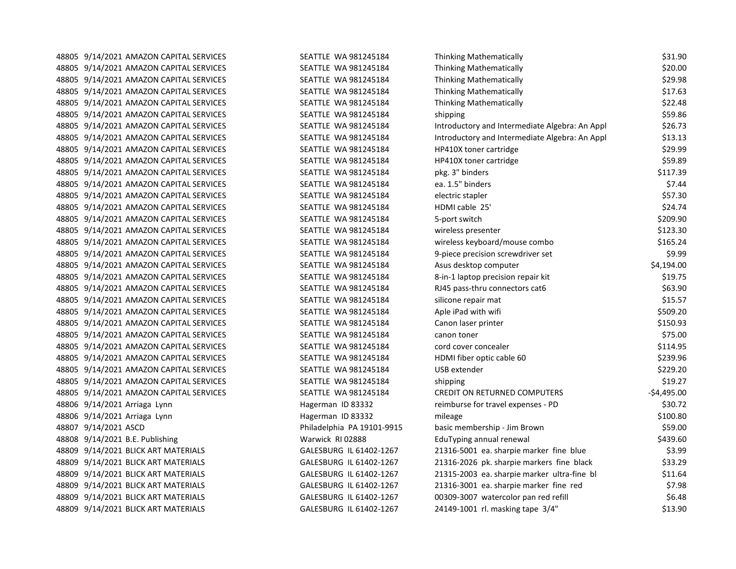| | | | | | |
|---|---|---|---|---|---|
| 48805 | 9/14/2021 | AMAZON CAPITAL SERVICES | SEATTLE WA 981245184 | Thinking Mathematically | $31.90 |
| 48805 | 9/14/2021 | AMAZON CAPITAL SERVICES | SEATTLE WA 981245184 | Thinking Mathematically | $20.00 |
| 48805 | 9/14/2021 | AMAZON CAPITAL SERVICES | SEATTLE WA 981245184 | Thinking Mathematically | $29.98 |
| 48805 | 9/14/2021 | AMAZON CAPITAL SERVICES | SEATTLE WA 981245184 | Thinking Mathematically | $17.63 |
| 48805 | 9/14/2021 | AMAZON CAPITAL SERVICES | SEATTLE WA 981245184 | Thinking Mathematically | $22.48 |
| 48805 | 9/14/2021 | AMAZON CAPITAL SERVICES | SEATTLE WA 981245184 | shipping | $59.86 |
| 48805 | 9/14/2021 | AMAZON CAPITAL SERVICES | SEATTLE WA 981245184 | Introductory and Intermediate Algebra: An Appl | $26.73 |
| 48805 | 9/14/2021 | AMAZON CAPITAL SERVICES | SEATTLE WA 981245184 | Introductory and Intermediate Algebra: An Appl | $13.13 |
| 48805 | 9/14/2021 | AMAZON CAPITAL SERVICES | SEATTLE WA 981245184 | HP410X toner cartridge | $29.99 |
| 48805 | 9/14/2021 | AMAZON CAPITAL SERVICES | SEATTLE WA 981245184 | HP410X toner cartridge | $59.89 |
| 48805 | 9/14/2021 | AMAZON CAPITAL SERVICES | SEATTLE WA 981245184 | pkg. 3" binders | $117.39 |
| 48805 | 9/14/2021 | AMAZON CAPITAL SERVICES | SEATTLE WA 981245184 | ea. 1.5" binders | $7.44 |
| 48805 | 9/14/2021 | AMAZON CAPITAL SERVICES | SEATTLE WA 981245184 | electric stapler | $57.30 |
| 48805 | 9/14/2021 | AMAZON CAPITAL SERVICES | SEATTLE WA 981245184 | HDMI cable 25' | $24.74 |
| 48805 | 9/14/2021 | AMAZON CAPITAL SERVICES | SEATTLE WA 981245184 | 5-port switch | $209.90 |
| 48805 | 9/14/2021 | AMAZON CAPITAL SERVICES | SEATTLE WA 981245184 | wireless presenter | $123.30 |
| 48805 | 9/14/2021 | AMAZON CAPITAL SERVICES | SEATTLE WA 981245184 | wireless keyboard/mouse combo | $165.24 |
| 48805 | 9/14/2021 | AMAZON CAPITAL SERVICES | SEATTLE WA 981245184 | 9-piece precision screwdriver set | $9.99 |
| 48805 | 9/14/2021 | AMAZON CAPITAL SERVICES | SEATTLE WA 981245184 | Asus desktop computer | $4,194.00 |
| 48805 | 9/14/2021 | AMAZON CAPITAL SERVICES | SEATTLE WA 981245184 | 8-in-1 laptop precision repair kit | $19.75 |
| 48805 | 9/14/2021 | AMAZON CAPITAL SERVICES | SEATTLE WA 981245184 | RJ45 pass-thru connectors cat6 | $63.90 |
| 48805 | 9/14/2021 | AMAZON CAPITAL SERVICES | SEATTLE WA 981245184 | silicone repair mat | $15.57 |
| 48805 | 9/14/2021 | AMAZON CAPITAL SERVICES | SEATTLE WA 981245184 | Aple iPad with wifi | $509.20 |
| 48805 | 9/14/2021 | AMAZON CAPITAL SERVICES | SEATTLE WA 981245184 | Canon laser printer | $150.93 |
| 48805 | 9/14/2021 | AMAZON CAPITAL SERVICES | SEATTLE WA 981245184 | canon toner | $75.00 |
| 48805 | 9/14/2021 | AMAZON CAPITAL SERVICES | SEATTLE WA 981245184 | cord cover concealer | $114.95 |
| 48805 | 9/14/2021 | AMAZON CAPITAL SERVICES | SEATTLE WA 981245184 | HDMI fiber optic cable 60 | $239.96 |
| 48805 | 9/14/2021 | AMAZON CAPITAL SERVICES | SEATTLE WA 981245184 | USB extender | $229.20 |
| 48805 | 9/14/2021 | AMAZON CAPITAL SERVICES | SEATTLE WA 981245184 | shipping | $19.27 |
| 48805 | 9/14/2021 | AMAZON CAPITAL SERVICES | SEATTLE WA 981245184 | CREDIT ON RETURNED COMPUTERS | -$4,495.00 |
| 48806 | 9/14/2021 | Arriaga Lynn | Hagerman ID 83332 | reimburse for travel expenses - PD | $30.72 |
| 48806 | 9/14/2021 | Arriaga Lynn | Hagerman ID 83332 | mileage | $100.80 |
| 48807 | 9/14/2021 | ASCD | Philadelphia PA 19101-9915 | basic membership - Jim Brown | $59.00 |
| 48808 | 9/14/2021 | B.E. Publishing | Warwick RI 02888 | EduTyping annual renewal | $439.60 |
| 48809 | 9/14/2021 | BLICK ART MATERIALS | GALESBURG IL 61402-1267 | 21316-5001 ea. sharpie marker fine blue | $3.99 |
| 48809 | 9/14/2021 | BLICK ART MATERIALS | GALESBURG IL 61402-1267 | 21316-2026 pk. sharpie markers fine black | $33.29 |
| 48809 | 9/14/2021 | BLICK ART MATERIALS | GALESBURG IL 61402-1267 | 21315-2003 ea. sharpie marker ultra-fine bl | $11.64 |
| 48809 | 9/14/2021 | BLICK ART MATERIALS | GALESBURG IL 61402-1267 | 21316-3001 ea. sharpie marker fine red | $7.98 |
| 48809 | 9/14/2021 | BLICK ART MATERIALS | GALESBURG IL 61402-1267 | 00309-3007 watercolor pan red refill | $6.48 |
| 48809 | 9/14/2021 | BLICK ART MATERIALS | GALESBURG IL 61402-1267 | 24149-1001 rl. masking tape 3/4" | $13.90 |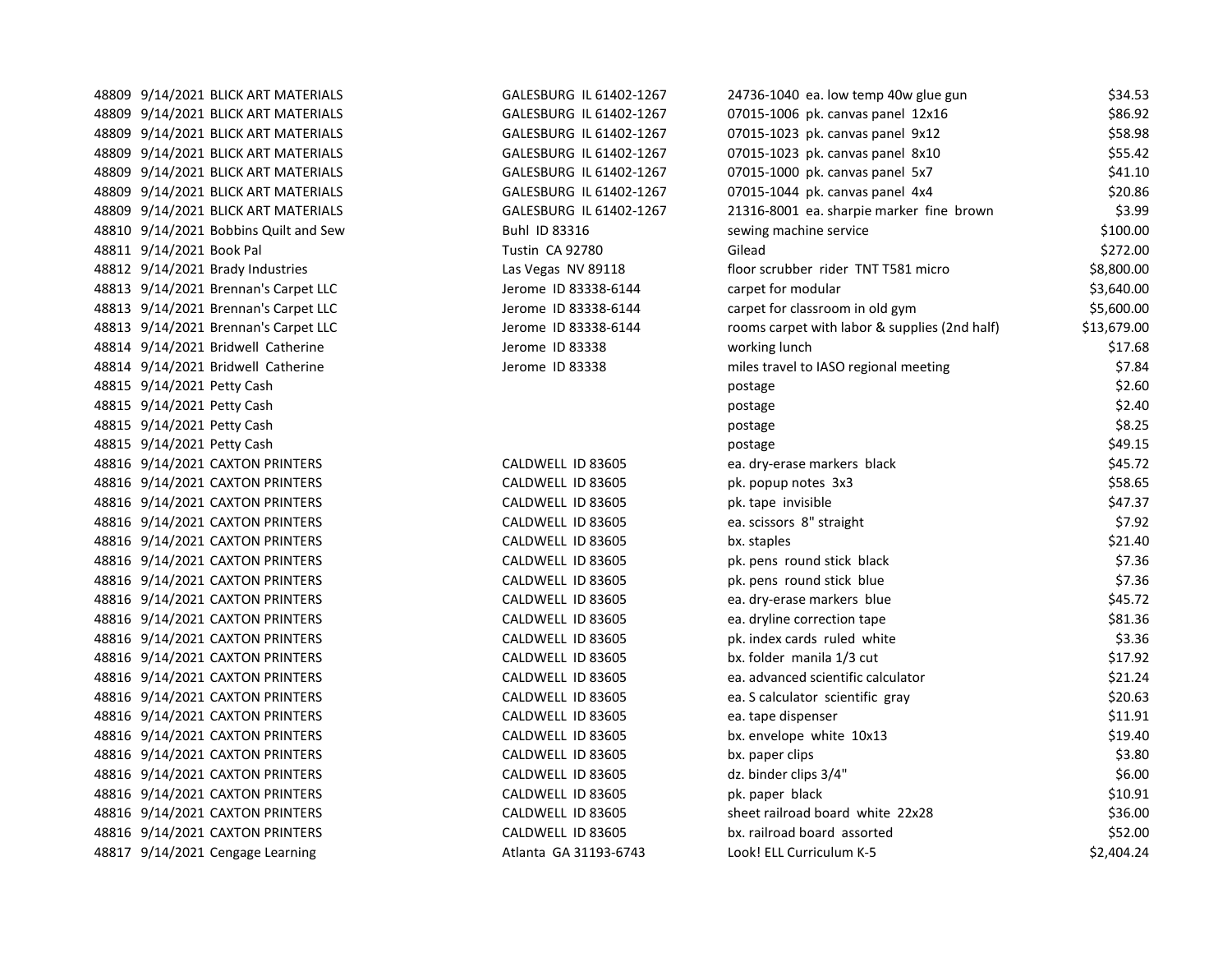| | | | | | |
|---|---|---|---|---|---|
| 48809 | 9/14/2021 | BLICK ART MATERIALS | GALESBURG IL 61402-1267 | 24736-1040 ea. low temp 40w glue gun | $34.53 |
| 48809 | 9/14/2021 | BLICK ART MATERIALS | GALESBURG IL 61402-1267 | 07015-1006 pk. canvas panel 12x16 | $86.92 |
| 48809 | 9/14/2021 | BLICK ART MATERIALS | GALESBURG IL 61402-1267 | 07015-1023 pk. canvas panel 9x12 | $58.98 |
| 48809 | 9/14/2021 | BLICK ART MATERIALS | GALESBURG IL 61402-1267 | 07015-1023 pk. canvas panel 8x10 | $55.42 |
| 48809 | 9/14/2021 | BLICK ART MATERIALS | GALESBURG IL 61402-1267 | 07015-1000 pk. canvas panel 5x7 | $41.10 |
| 48809 | 9/14/2021 | BLICK ART MATERIALS | GALESBURG IL 61402-1267 | 07015-1044 pk. canvas panel 4x4 | $20.86 |
| 48809 | 9/14/2021 | BLICK ART MATERIALS | GALESBURG IL 61402-1267 | 21316-8001 ea. sharpie marker fine brown | $3.99 |
| 48810 | 9/14/2021 | Bobbins Quilt and Sew | Buhl ID 83316 | sewing machine service | $100.00 |
| 48811 | 9/14/2021 | Book Pal | Tustin CA 92780 | Gilead | $272.00 |
| 48812 | 9/14/2021 | Brady Industries | Las Vegas NV 89118 | floor scrubber rider TNT T581 micro | $8,800.00 |
| 48813 | 9/14/2021 | Brennan's Carpet LLC | Jerome ID 83338-6144 | carpet for modular | $3,640.00 |
| 48813 | 9/14/2021 | Brennan's Carpet LLC | Jerome ID 83338-6144 | carpet for classroom in old gym | $5,600.00 |
| 48813 | 9/14/2021 | Brennan's Carpet LLC | Jerome ID 83338-6144 | rooms carpet with labor & supplies (2nd half) | $13,679.00 |
| 48814 | 9/14/2021 | Bridwell Catherine | Jerome ID 83338 | working lunch | $17.68 |
| 48814 | 9/14/2021 | Bridwell Catherine | Jerome ID 83338 | miles travel to IASO regional meeting | $7.84 |
| 48815 | 9/14/2021 | Petty Cash | | postage | $2.60 |
| 48815 | 9/14/2021 | Petty Cash | | postage | $2.40 |
| 48815 | 9/14/2021 | Petty Cash | | postage | $8.25 |
| 48815 | 9/14/2021 | Petty Cash | | postage | $49.15 |
| 48816 | 9/14/2021 | CAXTON PRINTERS | CALDWELL ID 83605 | ea. dry-erase markers black | $45.72 |
| 48816 | 9/14/2021 | CAXTON PRINTERS | CALDWELL ID 83605 | pk. popup notes 3x3 | $58.65 |
| 48816 | 9/14/2021 | CAXTON PRINTERS | CALDWELL ID 83605 | pk. tape invisible | $47.37 |
| 48816 | 9/14/2021 | CAXTON PRINTERS | CALDWELL ID 83605 | ea. scissors 8" straight | $7.92 |
| 48816 | 9/14/2021 | CAXTON PRINTERS | CALDWELL ID 83605 | bx. staples | $21.40 |
| 48816 | 9/14/2021 | CAXTON PRINTERS | CALDWELL ID 83605 | pk. pens round stick black | $7.36 |
| 48816 | 9/14/2021 | CAXTON PRINTERS | CALDWELL ID 83605 | pk. pens round stick blue | $7.36 |
| 48816 | 9/14/2021 | CAXTON PRINTERS | CALDWELL ID 83605 | ea. dry-erase markers blue | $45.72 |
| 48816 | 9/14/2021 | CAXTON PRINTERS | CALDWELL ID 83605 | ea. dryline correction tape | $81.36 |
| 48816 | 9/14/2021 | CAXTON PRINTERS | CALDWELL ID 83605 | pk. index cards ruled white | $3.36 |
| 48816 | 9/14/2021 | CAXTON PRINTERS | CALDWELL ID 83605 | bx. folder manila 1/3 cut | $17.92 |
| 48816 | 9/14/2021 | CAXTON PRINTERS | CALDWELL ID 83605 | ea. advanced scientific calculator | $21.24 |
| 48816 | 9/14/2021 | CAXTON PRINTERS | CALDWELL ID 83605 | ea. S calculator scientific gray | $20.63 |
| 48816 | 9/14/2021 | CAXTON PRINTERS | CALDWELL ID 83605 | ea. tape dispenser | $11.91 |
| 48816 | 9/14/2021 | CAXTON PRINTERS | CALDWELL ID 83605 | bx. envelope white 10x13 | $19.40 |
| 48816 | 9/14/2021 | CAXTON PRINTERS | CALDWELL ID 83605 | bx. paper clips | $3.80 |
| 48816 | 9/14/2021 | CAXTON PRINTERS | CALDWELL ID 83605 | dz. binder clips 3/4" | $6.00 |
| 48816 | 9/14/2021 | CAXTON PRINTERS | CALDWELL ID 83605 | pk. paper black | $10.91 |
| 48816 | 9/14/2021 | CAXTON PRINTERS | CALDWELL ID 83605 | sheet railroad board white 22x28 | $36.00 |
| 48816 | 9/14/2021 | CAXTON PRINTERS | CALDWELL ID 83605 | bx. railroad board assorted | $52.00 |
| 48817 | 9/14/2021 | Cengage Learning | Atlanta GA 31193-6743 | Look! ELL Curriculum K-5 | $2,404.24 |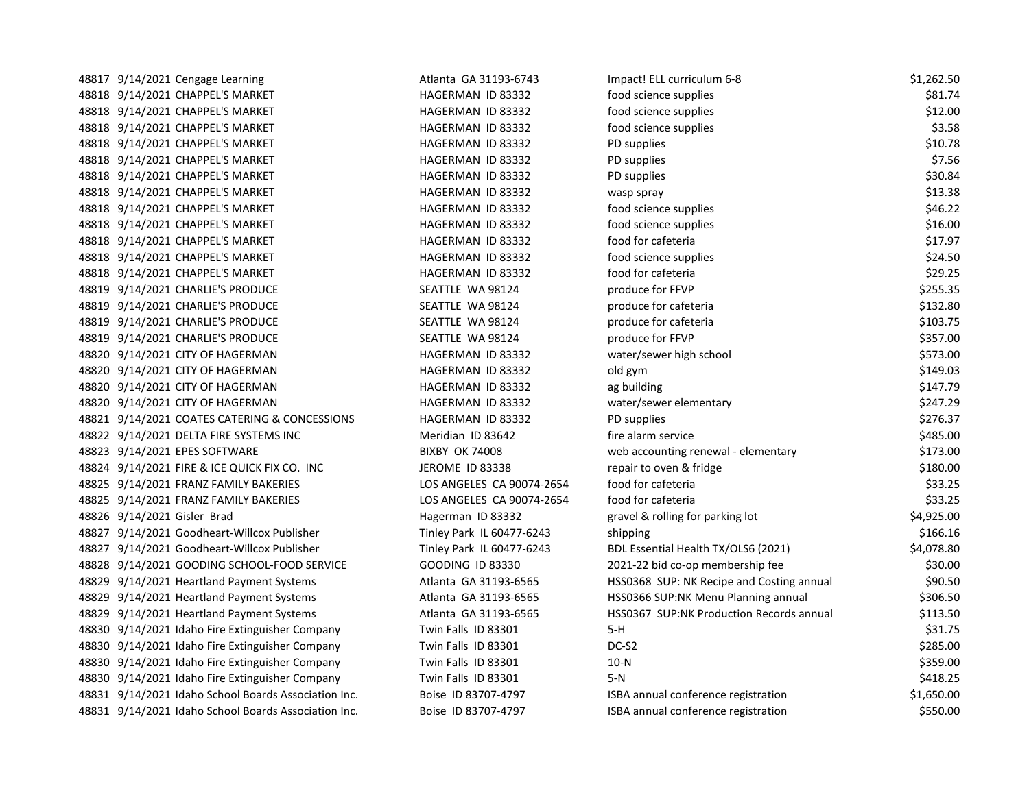| | | | | | |
|---|---|---|---|---|---|
| 48817 | 9/14/2021 | Cengage Learning | Atlanta GA 31193-6743 | Impact! ELL curriculum 6-8 | $1,262.50 |
| 48818 | 9/14/2021 | CHAPPEL'S MARKET | HAGERMAN ID 83332 | food science supplies | $81.74 |
| 48818 | 9/14/2021 | CHAPPEL'S MARKET | HAGERMAN ID 83332 | food science supplies | $12.00 |
| 48818 | 9/14/2021 | CHAPPEL'S MARKET | HAGERMAN ID 83332 | food science supplies | $3.58 |
| 48818 | 9/14/2021 | CHAPPEL'S MARKET | HAGERMAN ID 83332 | PD supplies | $10.78 |
| 48818 | 9/14/2021 | CHAPPEL'S MARKET | HAGERMAN ID 83332 | PD supplies | $7.56 |
| 48818 | 9/14/2021 | CHAPPEL'S MARKET | HAGERMAN ID 83332 | PD supplies | $30.84 |
| 48818 | 9/14/2021 | CHAPPEL'S MARKET | HAGERMAN ID 83332 | wasp spray | $13.38 |
| 48818 | 9/14/2021 | CHAPPEL'S MARKET | HAGERMAN ID 83332 | food science supplies | $46.22 |
| 48818 | 9/14/2021 | CHAPPEL'S MARKET | HAGERMAN ID 83332 | food science supplies | $16.00 |
| 48818 | 9/14/2021 | CHAPPEL'S MARKET | HAGERMAN ID 83332 | food for cafeteria | $17.97 |
| 48818 | 9/14/2021 | CHAPPEL'S MARKET | HAGERMAN ID 83332 | food science supplies | $24.50 |
| 48818 | 9/14/2021 | CHAPPEL'S MARKET | HAGERMAN ID 83332 | food for cafeteria | $29.25 |
| 48819 | 9/14/2021 | CHARLIE'S PRODUCE | SEATTLE WA 98124 | produce for FFVP | $255.35 |
| 48819 | 9/14/2021 | CHARLIE'S PRODUCE | SEATTLE WA 98124 | produce for cafeteria | $132.80 |
| 48819 | 9/14/2021 | CHARLIE'S PRODUCE | SEATTLE WA 98124 | produce for cafeteria | $103.75 |
| 48819 | 9/14/2021 | CHARLIE'S PRODUCE | SEATTLE WA 98124 | produce for FFVP | $357.00 |
| 48820 | 9/14/2021 | CITY OF HAGERMAN | HAGERMAN ID 83332 | water/sewer high school | $573.00 |
| 48820 | 9/14/2021 | CITY OF HAGERMAN | HAGERMAN ID 83332 | old gym | $149.03 |
| 48820 | 9/14/2021 | CITY OF HAGERMAN | HAGERMAN ID 83332 | ag building | $147.79 |
| 48820 | 9/14/2021 | CITY OF HAGERMAN | HAGERMAN ID 83332 | water/sewer elementary | $247.29 |
| 48821 | 9/14/2021 | COATES CATERING & CONCESSIONS | HAGERMAN ID 83332 | PD supplies | $276.37 |
| 48822 | 9/14/2021 | DELTA FIRE SYSTEMS INC | Meridian ID 83642 | fire alarm service | $485.00 |
| 48823 | 9/14/2021 | EPES SOFTWARE | BIXBY OK 74008 | web accounting renewal - elementary | $173.00 |
| 48824 | 9/14/2021 | FIRE & ICE QUICK FIX CO. INC | JEROME ID 83338 | repair to oven & fridge | $180.00 |
| 48825 | 9/14/2021 | FRANZ FAMILY BAKERIES | LOS ANGELES CA 90074-2654 | food for cafeteria | $33.25 |
| 48825 | 9/14/2021 | FRANZ FAMILY BAKERIES | LOS ANGELES CA 90074-2654 | food for cafeteria | $33.25 |
| 48826 | 9/14/2021 | Gisler Brad | Hagerman ID 83332 | gravel & rolling for parking lot | $4,925.00 |
| 48827 | 9/14/2021 | Goodheart-Willcox Publisher | Tinley Park IL 60477-6243 | shipping | $166.16 |
| 48827 | 9/14/2021 | Goodheart-Willcox Publisher | Tinley Park IL 60477-6243 | BDL Essential Health TX/OLS6 (2021) | $4,078.80 |
| 48828 | 9/14/2021 | GOODING SCHOOL-FOOD SERVICE | GOODING ID 83330 | 2021-22 bid co-op membership fee | $30.00 |
| 48829 | 9/14/2021 | Heartland Payment Systems | Atlanta GA 31193-6565 | HSS0368 SUP: NK Recipe and Costing annual | $90.50 |
| 48829 | 9/14/2021 | Heartland Payment Systems | Atlanta GA 31193-6565 | HSS0366 SUP:NK Menu Planning annual | $306.50 |
| 48829 | 9/14/2021 | Heartland Payment Systems | Atlanta GA 31193-6565 | HSS0367 SUP:NK Production Records annual | $113.50 |
| 48830 | 9/14/2021 | Idaho Fire Extinguisher Company | Twin Falls ID 83301 | 5-H | $31.75 |
| 48830 | 9/14/2021 | Idaho Fire Extinguisher Company | Twin Falls ID 83301 | DC-S2 | $285.00 |
| 48830 | 9/14/2021 | Idaho Fire Extinguisher Company | Twin Falls ID 83301 | 10-N | $359.00 |
| 48830 | 9/14/2021 | Idaho Fire Extinguisher Company | Twin Falls ID 83301 | 5-N | $418.25 |
| 48831 | 9/14/2021 | Idaho School Boards Association Inc. | Boise ID 83707-4797 | ISBA annual conference registration | $1,650.00 |
| 48831 | 9/14/2021 | Idaho School Boards Association Inc. | Boise ID 83707-4797 | ISBA annual conference registration | $550.00 |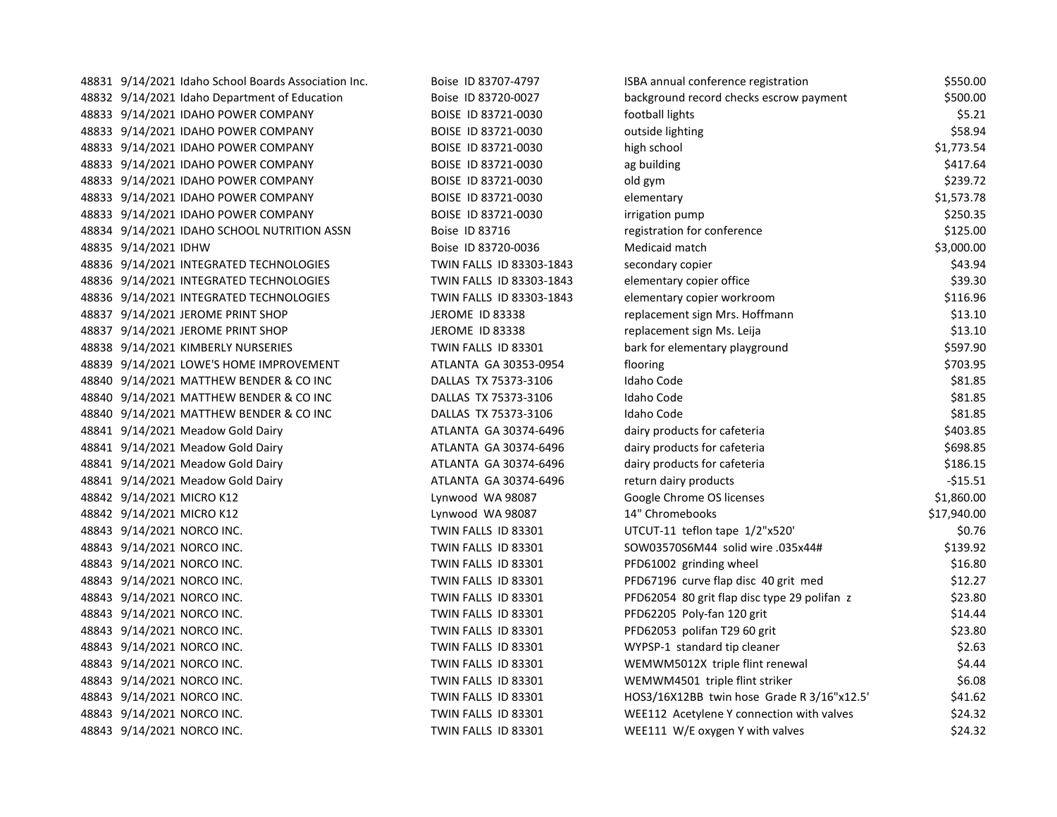| | | | | | |
|---|---|---|---|---|---|
| 48831 | 9/14/2021 | Idaho School Boards Association Inc. | Boise ID 83707-4797 | ISBA annual conference registration | $550.00 |
| 48832 | 9/14/2021 | Idaho Department of Education | Boise ID 83720-0027 | background record checks escrow payment | $500.00 |
| 48833 | 9/14/2021 | IDAHO POWER COMPANY | BOISE ID 83721-0030 | football lights | $5.21 |
| 48833 | 9/14/2021 | IDAHO POWER COMPANY | BOISE ID 83721-0030 | outside lighting | $58.94 |
| 48833 | 9/14/2021 | IDAHO POWER COMPANY | BOISE ID 83721-0030 | high school | $1,773.54 |
| 48833 | 9/14/2021 | IDAHO POWER COMPANY | BOISE ID 83721-0030 | ag building | $417.64 |
| 48833 | 9/14/2021 | IDAHO POWER COMPANY | BOISE ID 83721-0030 | old gym | $239.72 |
| 48833 | 9/14/2021 | IDAHO POWER COMPANY | BOISE ID 83721-0030 | elementary | $1,573.78 |
| 48833 | 9/14/2021 | IDAHO POWER COMPANY | BOISE ID 83721-0030 | irrigation pump | $250.35 |
| 48834 | 9/14/2021 | IDAHO SCHOOL NUTRITION ASSN | Boise ID 83716 | registration for conference | $125.00 |
| 48835 | 9/14/2021 | IDHW | Boise ID 83720-0036 | Medicaid match | $3,000.00 |
| 48836 | 9/14/2021 | INTEGRATED TECHNOLOGIES | TWIN FALLS ID 83303-1843 | secondary copier | $43.94 |
| 48836 | 9/14/2021 | INTEGRATED TECHNOLOGIES | TWIN FALLS ID 83303-1843 | elementary copier office | $39.30 |
| 48836 | 9/14/2021 | INTEGRATED TECHNOLOGIES | TWIN FALLS ID 83303-1843 | elementary copier workroom | $116.96 |
| 48837 | 9/14/2021 | JEROME PRINT SHOP | JEROME ID 83338 | replacement sign Mrs. Hoffmann | $13.10 |
| 48837 | 9/14/2021 | JEROME PRINT SHOP | JEROME ID 83338 | replacement sign Ms. Leija | $13.10 |
| 48838 | 9/14/2021 | KIMBERLY NURSERIES | TWIN FALLS ID 83301 | bark for elementary playground | $597.90 |
| 48839 | 9/14/2021 | LOWE'S HOME IMPROVEMENT | ATLANTA GA 30353-0954 | flooring | $703.95 |
| 48840 | 9/14/2021 | MATTHEW BENDER & CO INC | DALLAS TX 75373-3106 | Idaho Code | $81.85 |
| 48840 | 9/14/2021 | MATTHEW BENDER & CO INC | DALLAS TX 75373-3106 | Idaho Code | $81.85 |
| 48840 | 9/14/2021 | MATTHEW BENDER & CO INC | DALLAS TX 75373-3106 | Idaho Code | $81.85 |
| 48841 | 9/14/2021 | Meadow Gold Dairy | ATLANTA GA 30374-6496 | dairy products for cafeteria | $403.85 |
| 48841 | 9/14/2021 | Meadow Gold Dairy | ATLANTA GA 30374-6496 | dairy products for cafeteria | $698.85 |
| 48841 | 9/14/2021 | Meadow Gold Dairy | ATLANTA GA 30374-6496 | dairy products for cafeteria | $186.15 |
| 48841 | 9/14/2021 | Meadow Gold Dairy | ATLANTA GA 30374-6496 | return dairy products | -$15.51 |
| 48842 | 9/14/2021 | MICRO K12 | Lynwood WA 98087 | Google Chrome OS licenses | $1,860.00 |
| 48842 | 9/14/2021 | MICRO K12 | Lynwood WA 98087 | 14" Chromebooks | $17,940.00 |
| 48843 | 9/14/2021 | NORCO INC. | TWIN FALLS ID 83301 | UTCUT-11 teflon tape 1/2"x520' | $0.76 |
| 48843 | 9/14/2021 | NORCO INC. | TWIN FALLS ID 83301 | SOW03570S6M44 solid wire .035x44# | $139.92 |
| 48843 | 9/14/2021 | NORCO INC. | TWIN FALLS ID 83301 | PFD61002 grinding wheel | $16.80 |
| 48843 | 9/14/2021 | NORCO INC. | TWIN FALLS ID 83301 | PFD67196 curve flap disc 40 grit med | $12.27 |
| 48843 | 9/14/2021 | NORCO INC. | TWIN FALLS ID 83301 | PFD62054 80 grit flap disc type 29 polifan z | $23.80 |
| 48843 | 9/14/2021 | NORCO INC. | TWIN FALLS ID 83301 | PFD62205 Poly-fan 120 grit | $14.44 |
| 48843 | 9/14/2021 | NORCO INC. | TWIN FALLS ID 83301 | PFD62053 polifan T29 60 grit | $23.80 |
| 48843 | 9/14/2021 | NORCO INC. | TWIN FALLS ID 83301 | WYPSP-1 standard tip cleaner | $2.63 |
| 48843 | 9/14/2021 | NORCO INC. | TWIN FALLS ID 83301 | WEMWM5012X triple flint renewal | $4.44 |
| 48843 | 9/14/2021 | NORCO INC. | TWIN FALLS ID 83301 | WEMWM4501 triple flint striker | $6.08 |
| 48843 | 9/14/2021 | NORCO INC. | TWIN FALLS ID 83301 | HOS3/16X12BB twin hose Grade R 3/16"x12.5' | $41.62 |
| 48843 | 9/14/2021 | NORCO INC. | TWIN FALLS ID 83301 | WEE112 Acetylene Y connection with valves | $24.32 |
| 48843 | 9/14/2021 | NORCO INC. | TWIN FALLS ID 83301 | WEE111 W/E oxygen Y with valves | $24.32 |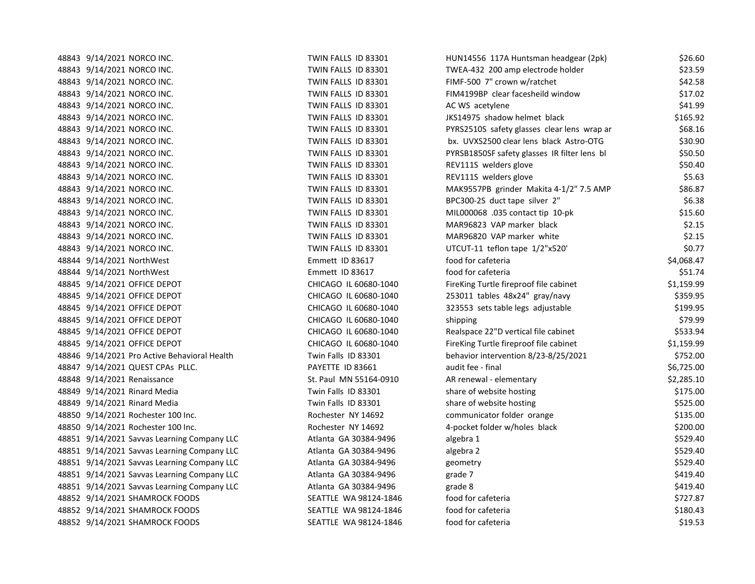| | | | | | |
|---|---|---|---|---|---|
| 48843 | 9/14/2021 | NORCO INC. | TWIN FALLS ID 83301 | HUN14556 117A Huntsman headgear (2pk) | $26.60 |
| 48843 | 9/14/2021 | NORCO INC. | TWIN FALLS ID 83301 | TWEA-432 200 amp electrode holder | $23.59 |
| 48843 | 9/14/2021 | NORCO INC. | TWIN FALLS ID 83301 | FIMF-500 7" crown w/ratchet | $42.58 |
| 48843 | 9/14/2021 | NORCO INC. | TWIN FALLS ID 83301 | FIM4199BP clear facesheild window | $17.02 |
| 48843 | 9/14/2021 | NORCO INC. | TWIN FALLS ID 83301 | AC WS acetylene | $41.99 |
| 48843 | 9/14/2021 | NORCO INC. | TWIN FALLS ID 83301 | JKS14975 shadow helmet black | $165.92 |
| 48843 | 9/14/2021 | NORCO INC. | TWIN FALLS ID 83301 | PYRS2510S safety glasses clear lens wrap ar | $68.16 |
| 48843 | 9/14/2021 | NORCO INC. | TWIN FALLS ID 83301 | bx. UVXS2500 clear lens black Astro-OTG | $30.90 |
| 48843 | 9/14/2021 | NORCO INC. | TWIN FALLS ID 83301 | PYRSB1850SF safety glasses IR filter lens bl | $50.50 |
| 48843 | 9/14/2021 | NORCO INC. | TWIN FALLS ID 83301 | REV111S welders glove | $50.40 |
| 48843 | 9/14/2021 | NORCO INC. | TWIN FALLS ID 83301 | REV111S welders glove | $5.63 |
| 48843 | 9/14/2021 | NORCO INC. | TWIN FALLS ID 83301 | MAK9557PB grinder Makita 4-1/2" 7.5 AMP | $86.87 |
| 48843 | 9/14/2021 | NORCO INC. | TWIN FALLS ID 83301 | BPC300-2S duct tape silver 2" | $6.38 |
| 48843 | 9/14/2021 | NORCO INC. | TWIN FALLS ID 83301 | MIL000068 .035 contact tip 10-pk | $15.60 |
| 48843 | 9/14/2021 | NORCO INC. | TWIN FALLS ID 83301 | MAR96823 VAP marker black | $2.15 |
| 48843 | 9/14/2021 | NORCO INC. | TWIN FALLS ID 83301 | MAR96820 VAP marker white | $2.15 |
| 48843 | 9/14/2021 | NORCO INC. | TWIN FALLS ID 83301 | UTCUT-11 teflon tape 1/2"x520' | $0.77 |
| 48844 | 9/14/2021 | NorthWest | Emmett ID 83617 | food for cafeteria | $4,068.47 |
| 48844 | 9/14/2021 | NorthWest | Emmett ID 83617 | food for cafeteria | $51.74 |
| 48845 | 9/14/2021 | OFFICE DEPOT | CHICAGO IL 60680-1040 | FireKing Turtle fireproof file cabinet | $1,159.99 |
| 48845 | 9/14/2021 | OFFICE DEPOT | CHICAGO IL 60680-1040 | 253011 tables 48x24" gray/navy | $359.95 |
| 48845 | 9/14/2021 | OFFICE DEPOT | CHICAGO IL 60680-1040 | 323553 sets table legs adjustable | $199.95 |
| 48845 | 9/14/2021 | OFFICE DEPOT | CHICAGO IL 60680-1040 | shipping | $79.99 |
| 48845 | 9/14/2021 | OFFICE DEPOT | CHICAGO IL 60680-1040 | Realspace 22"D vertical file cabinet | $533.94 |
| 48845 | 9/14/2021 | OFFICE DEPOT | CHICAGO IL 60680-1040 | FireKing Turtle fireproof file cabinet | $1,159.99 |
| 48846 | 9/14/2021 | Pro Active Behavioral Health | Twin Falls ID 83301 | behavior intervention 8/23-8/25/2021 | $752.00 |
| 48847 | 9/14/2021 | QUEST CPAs PLLC. | PAYETTE ID 83661 | audit fee - final | $6,725.00 |
| 48848 | 9/14/2021 | Renaissance | St. Paul MN 55164-0910 | AR renewal - elementary | $2,285.10 |
| 48849 | 9/14/2021 | Rinard Media | Twin Falls ID 83301 | share of website hosting | $175.00 |
| 48849 | 9/14/2021 | Rinard Media | Twin Falls ID 83301 | share of website hosting | $525.00 |
| 48850 | 9/14/2021 | Rochester 100 Inc. | Rochester NY 14692 | communicator folder orange | $135.00 |
| 48850 | 9/14/2021 | Rochester 100 Inc. | Rochester NY 14692 | 4-pocket folder w/holes black | $200.00 |
| 48851 | 9/14/2021 | Savvas Learning Company LLC | Atlanta GA 30384-9496 | algebra 1 | $529.40 |
| 48851 | 9/14/2021 | Savvas Learning Company LLC | Atlanta GA 30384-9496 | algebra 2 | $529.40 |
| 48851 | 9/14/2021 | Savvas Learning Company LLC | Atlanta GA 30384-9496 | geometry | $529.40 |
| 48851 | 9/14/2021 | Savvas Learning Company LLC | Atlanta GA 30384-9496 | grade 7 | $419.40 |
| 48851 | 9/14/2021 | Savvas Learning Company LLC | Atlanta GA 30384-9496 | grade 8 | $419.40 |
| 48852 | 9/14/2021 | SHAMROCK FOODS | SEATTLE WA 98124-1846 | food for cafeteria | $727.87 |
| 48852 | 9/14/2021 | SHAMROCK FOODS | SEATTLE WA 98124-1846 | food for cafeteria | $180.43 |
| 48852 | 9/14/2021 | SHAMROCK FOODS | SEATTLE WA 98124-1846 | food for cafeteria | $19.53 |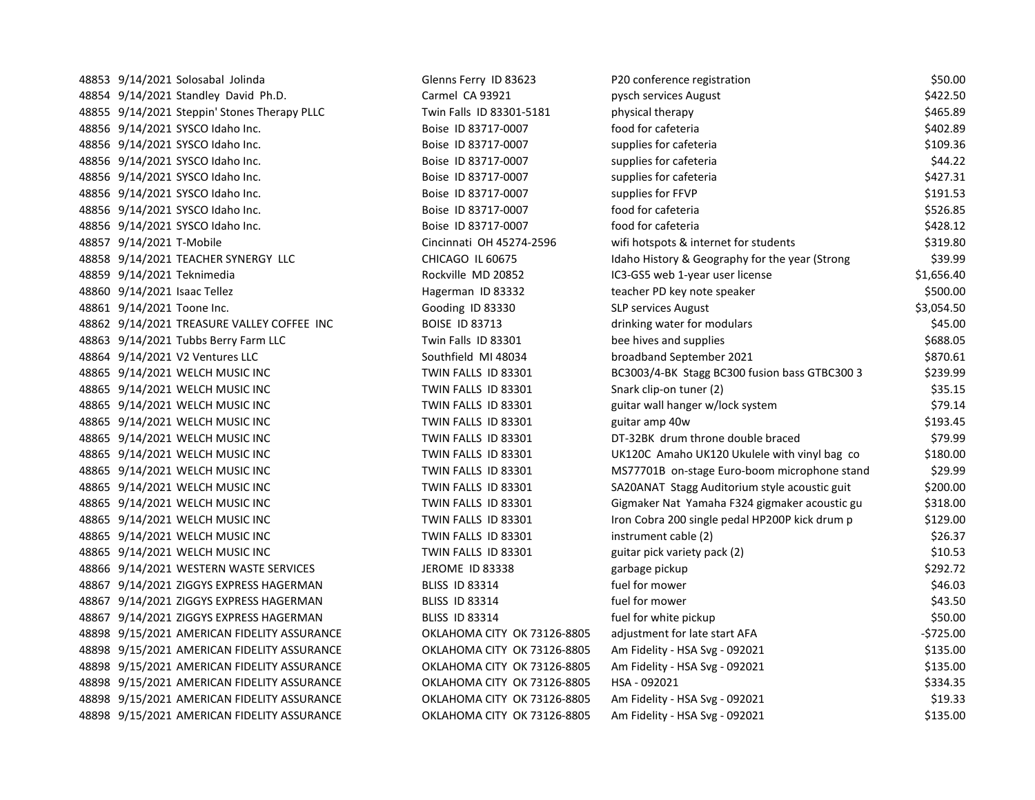| | | | | | |
|---|---|---|---|---|---|
| 48853 | 9/14/2021 | Solosabal Jolinda | Glenns Ferry ID 83623 | P20 conference registration | $50.00 |
| 48854 | 9/14/2021 | Standley David Ph.D. | Carmel CA 93921 | pysch services August | $422.50 |
| 48855 | 9/14/2021 | Steppin' Stones Therapy PLLC | Twin Falls ID 83301-5181 | physical therapy | $465.89 |
| 48856 | 9/14/2021 | SYSCO Idaho Inc. | Boise ID 83717-0007 | food for cafeteria | $402.89 |
| 48856 | 9/14/2021 | SYSCO Idaho Inc. | Boise ID 83717-0007 | supplies for cafeteria | $109.36 |
| 48856 | 9/14/2021 | SYSCO Idaho Inc. | Boise ID 83717-0007 | supplies for cafeteria | $44.22 |
| 48856 | 9/14/2021 | SYSCO Idaho Inc. | Boise ID 83717-0007 | supplies for cafeteria | $427.31 |
| 48856 | 9/14/2021 | SYSCO Idaho Inc. | Boise ID 83717-0007 | supplies for FFVP | $191.53 |
| 48856 | 9/14/2021 | SYSCO Idaho Inc. | Boise ID 83717-0007 | food for cafeteria | $526.85 |
| 48856 | 9/14/2021 | SYSCO Idaho Inc. | Boise ID 83717-0007 | food for cafeteria | $428.12 |
| 48857 | 9/14/2021 | T-Mobile | Cincinnati OH 45274-2596 | wifi hotspots & internet for students | $319.80 |
| 48858 | 9/14/2021 | TEACHER SYNERGY LLC | CHICAGO IL 60675 | Idaho History & Geography for the year (Strong | $39.99 |
| 48859 | 9/14/2021 | Teknimedia | Rockville MD 20852 | IC3-GS5 web 1-year user license | $1,656.40 |
| 48860 | 9/14/2021 | Isaac Tellez | Hagerman ID 83332 | teacher PD key note speaker | $500.00 |
| 48861 | 9/14/2021 | Toone Inc. | Gooding ID 83330 | SLP services August | $3,054.50 |
| 48862 | 9/14/2021 | TREASURE VALLEY COFFEE INC | BOISE ID 83713 | drinking water for modulars | $45.00 |
| 48863 | 9/14/2021 | Tubbs Berry Farm LLC | Twin Falls ID 83301 | bee hives and supplies | $688.05 |
| 48864 | 9/14/2021 | V2 Ventures LLC | Southfield MI 48034 | broadband September 2021 | $870.61 |
| 48865 | 9/14/2021 | WELCH MUSIC INC | TWIN FALLS ID 83301 | BC3003/4-BK Stagg BC300 fusion bass GTBC300 3 | $239.99 |
| 48865 | 9/14/2021 | WELCH MUSIC INC | TWIN FALLS ID 83301 | Snark clip-on tuner (2) | $35.15 |
| 48865 | 9/14/2021 | WELCH MUSIC INC | TWIN FALLS ID 83301 | guitar wall hanger w/lock system | $79.14 |
| 48865 | 9/14/2021 | WELCH MUSIC INC | TWIN FALLS ID 83301 | guitar amp 40w | $193.45 |
| 48865 | 9/14/2021 | WELCH MUSIC INC | TWIN FALLS ID 83301 | DT-32BK drum throne double braced | $79.99 |
| 48865 | 9/14/2021 | WELCH MUSIC INC | TWIN FALLS ID 83301 | UK120C Amaho UK120 Ukulele with vinyl bag co | $180.00 |
| 48865 | 9/14/2021 | WELCH MUSIC INC | TWIN FALLS ID 83301 | MS7701B on-stage Euro-boom microphone stand | $29.99 |
| 48865 | 9/14/2021 | WELCH MUSIC INC | TWIN FALLS ID 83301 | SA20ANAT Stagg Auditorium style acoustic guit | $200.00 |
| 48865 | 9/14/2021 | WELCH MUSIC INC | TWIN FALLS ID 83301 | Gigmaker Nat Yamaha F324 gigmaker acoustic gu | $318.00 |
| 48865 | 9/14/2021 | WELCH MUSIC INC | TWIN FALLS ID 83301 | Iron Cobra 200 single pedal HP200P kick drum p | $129.00 |
| 48865 | 9/14/2021 | WELCH MUSIC INC | TWIN FALLS ID 83301 | instrument cable (2) | $26.37 |
| 48865 | 9/14/2021 | WELCH MUSIC INC | TWIN FALLS ID 83301 | guitar pick variety pack (2) | $10.53 |
| 48866 | 9/14/2021 | WESTERN WASTE SERVICES | JEROME ID 83338 | garbage pickup | $292.72 |
| 48867 | 9/14/2021 | ZIGGYS EXPRESS HAGERMAN | BLISS ID 83314 | fuel for mower | $46.03 |
| 48867 | 9/14/2021 | ZIGGYS EXPRESS HAGERMAN | BLISS ID 83314 | fuel for mower | $43.50 |
| 48867 | 9/14/2021 | ZIGGYS EXPRESS HAGERMAN | BLISS ID 83314 | fuel for white pickup | $50.00 |
| 48898 | 9/15/2021 | AMERICAN FIDELITY ASSURANCE | OKLAHOMA CITY OK 73126-8805 | adjustment for late start AFA | -$725.00 |
| 48898 | 9/15/2021 | AMERICAN FIDELITY ASSURANCE | OKLAHOMA CITY OK 73126-8805 | Am Fidelity - HSA Svg - 092021 | $135.00 |
| 48898 | 9/15/2021 | AMERICAN FIDELITY ASSURANCE | OKLAHOMA CITY OK 73126-8805 | Am Fidelity - HSA Svg - 092021 | $135.00 |
| 48898 | 9/15/2021 | AMERICAN FIDELITY ASSURANCE | OKLAHOMA CITY OK 73126-8805 | HSA - 092021 | $334.35 |
| 48898 | 9/15/2021 | AMERICAN FIDELITY ASSURANCE | OKLAHOMA CITY OK 73126-8805 | Am Fidelity - HSA Svg - 092021 | $19.33 |
| 48898 | 9/15/2021 | AMERICAN FIDELITY ASSURANCE | OKLAHOMA CITY OK 73126-8805 | Am Fidelity - HSA Svg - 092021 | $135.00 |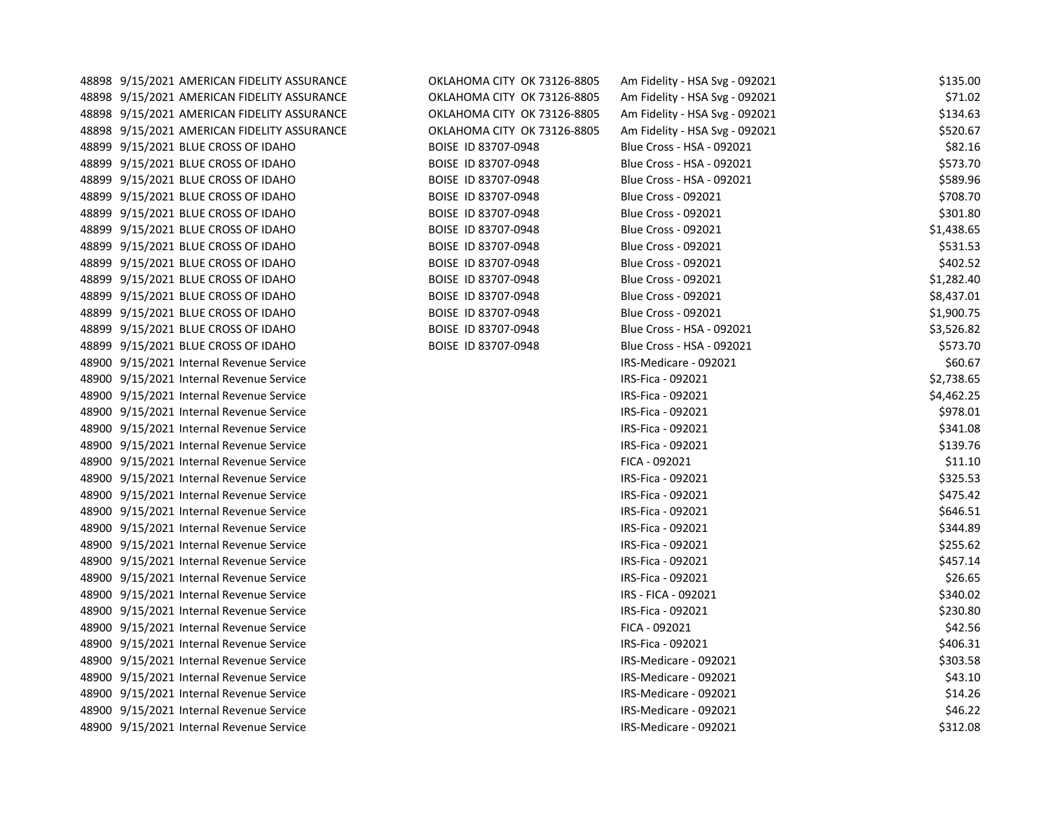| | | | | | |
|---|---|---|---|---|---|
| 48898 | 9/15/2021 | AMERICAN FIDELITY ASSURANCE | OKLAHOMA CITY OK 73126-8805 | Am Fidelity - HSA Svg - 092021 | $135.00 |
| 48898 | 9/15/2021 | AMERICAN FIDELITY ASSURANCE | OKLAHOMA CITY OK 73126-8805 | Am Fidelity - HSA Svg - 092021 | $71.02 |
| 48898 | 9/15/2021 | AMERICAN FIDELITY ASSURANCE | OKLAHOMA CITY OK 73126-8805 | Am Fidelity - HSA Svg - 092021 | $134.63 |
| 48898 | 9/15/2021 | AMERICAN FIDELITY ASSURANCE | OKLAHOMA CITY OK 73126-8805 | Am Fidelity - HSA Svg - 092021 | $520.67 |
| 48899 | 9/15/2021 | BLUE CROSS OF IDAHO | BOISE ID 83707-0948 | Blue Cross - HSA - 092021 | $82.16 |
| 48899 | 9/15/2021 | BLUE CROSS OF IDAHO | BOISE ID 83707-0948 | Blue Cross - HSA - 092021 | $573.70 |
| 48899 | 9/15/2021 | BLUE CROSS OF IDAHO | BOISE ID 83707-0948 | Blue Cross - HSA - 092021 | $589.96 |
| 48899 | 9/15/2021 | BLUE CROSS OF IDAHO | BOISE ID 83707-0948 | Blue Cross - 092021 | $708.70 |
| 48899 | 9/15/2021 | BLUE CROSS OF IDAHO | BOISE ID 83707-0948 | Blue Cross - 092021 | $301.80 |
| 48899 | 9/15/2021 | BLUE CROSS OF IDAHO | BOISE ID 83707-0948 | Blue Cross - 092021 | $1,438.65 |
| 48899 | 9/15/2021 | BLUE CROSS OF IDAHO | BOISE ID 83707-0948 | Blue Cross - 092021 | $531.53 |
| 48899 | 9/15/2021 | BLUE CROSS OF IDAHO | BOISE ID 83707-0948 | Blue Cross - 092021 | $402.52 |
| 48899 | 9/15/2021 | BLUE CROSS OF IDAHO | BOISE ID 83707-0948 | Blue Cross - 092021 | $1,282.40 |
| 48899 | 9/15/2021 | BLUE CROSS OF IDAHO | BOISE ID 83707-0948 | Blue Cross - 092021 | $8,437.01 |
| 48899 | 9/15/2021 | BLUE CROSS OF IDAHO | BOISE ID 83707-0948 | Blue Cross - 092021 | $1,900.75 |
| 48899 | 9/15/2021 | BLUE CROSS OF IDAHO | BOISE ID 83707-0948 | Blue Cross - HSA - 092021 | $3,526.82 |
| 48899 | 9/15/2021 | BLUE CROSS OF IDAHO | BOISE ID 83707-0948 | Blue Cross - HSA - 092021 | $573.70 |
| 48900 | 9/15/2021 | Internal Revenue Service | | IRS-Medicare - 092021 | $60.67 |
| 48900 | 9/15/2021 | Internal Revenue Service | | IRS-Fica - 092021 | $2,738.65 |
| 48900 | 9/15/2021 | Internal Revenue Service | | IRS-Fica - 092021 | $4,462.25 |
| 48900 | 9/15/2021 | Internal Revenue Service | | IRS-Fica - 092021 | $978.01 |
| 48900 | 9/15/2021 | Internal Revenue Service | | IRS-Fica - 092021 | $341.08 |
| 48900 | 9/15/2021 | Internal Revenue Service | | IRS-Fica - 092021 | $139.76 |
| 48900 | 9/15/2021 | Internal Revenue Service | | FICA - 092021 | $11.10 |
| 48900 | 9/15/2021 | Internal Revenue Service | | IRS-Fica - 092021 | $325.53 |
| 48900 | 9/15/2021 | Internal Revenue Service | | IRS-Fica - 092021 | $475.42 |
| 48900 | 9/15/2021 | Internal Revenue Service | | IRS-Fica - 092021 | $646.51 |
| 48900 | 9/15/2021 | Internal Revenue Service | | IRS-Fica - 092021 | $344.89 |
| 48900 | 9/15/2021 | Internal Revenue Service | | IRS-Fica - 092021 | $255.62 |
| 48900 | 9/15/2021 | Internal Revenue Service | | IRS-Fica - 092021 | $457.14 |
| 48900 | 9/15/2021 | Internal Revenue Service | | IRS-Fica - 092021 | $26.65 |
| 48900 | 9/15/2021 | Internal Revenue Service | | IRS - FICA - 092021 | $340.02 |
| 48900 | 9/15/2021 | Internal Revenue Service | | IRS-Fica - 092021 | $230.80 |
| 48900 | 9/15/2021 | Internal Revenue Service | | FICA - 092021 | $42.56 |
| 48900 | 9/15/2021 | Internal Revenue Service | | IRS-Fica - 092021 | $406.31 |
| 48900 | 9/15/2021 | Internal Revenue Service | | IRS-Medicare - 092021 | $303.58 |
| 48900 | 9/15/2021 | Internal Revenue Service | | IRS-Medicare - 092021 | $43.10 |
| 48900 | 9/15/2021 | Internal Revenue Service | | IRS-Medicare - 092021 | $14.26 |
| 48900 | 9/15/2021 | Internal Revenue Service | | IRS-Medicare - 092021 | $46.22 |
| 48900 | 9/15/2021 | Internal Revenue Service | | IRS-Medicare - 092021 | $312.08 |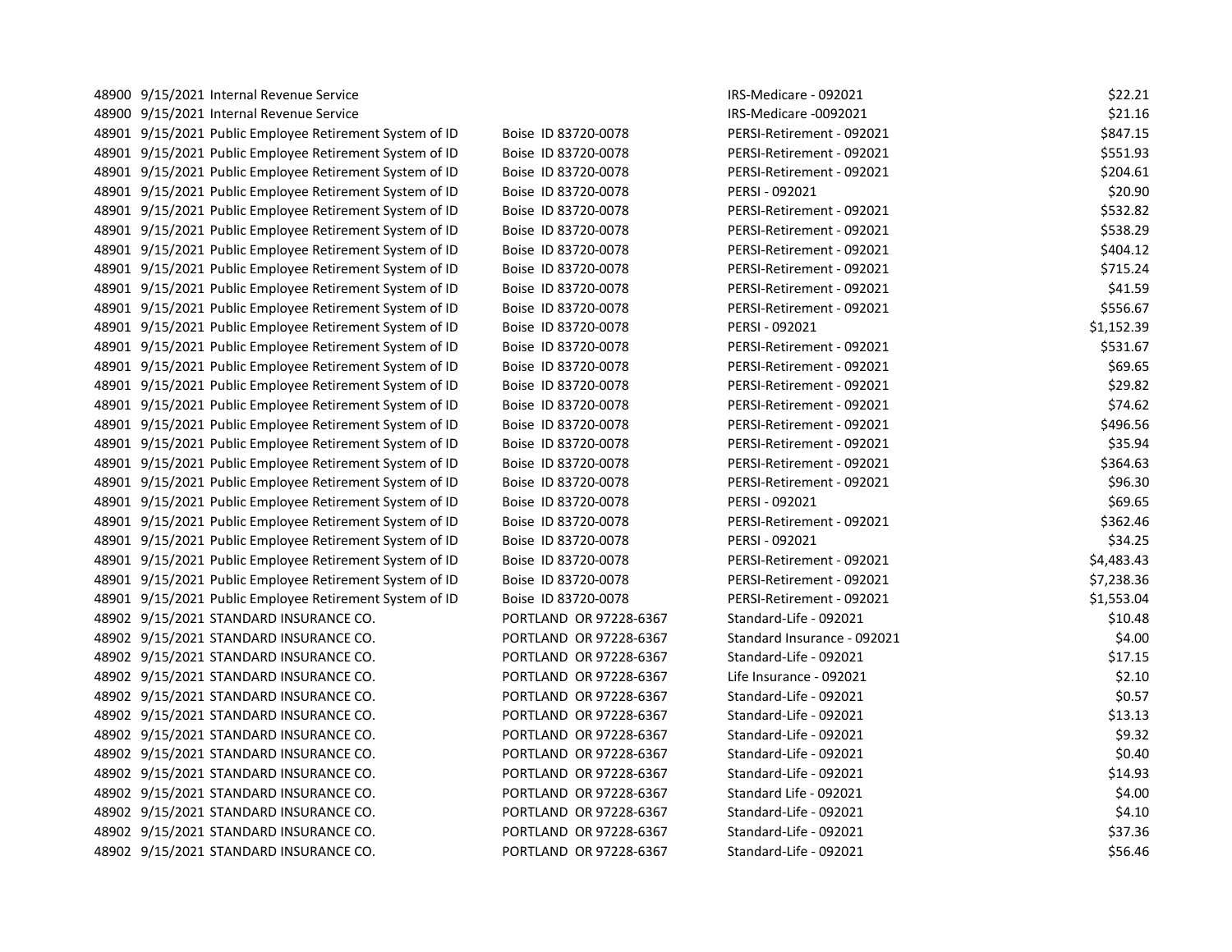| | | | | | |
|---|---|---|---|---|---|
| 48900 | 9/15/2021 | Internal Revenue Service | | IRS-Medicare - 092021 | $22.21 |
| 48900 | 9/15/2021 | Internal Revenue Service | | IRS-Medicare -0092021 | $21.16 |
| 48901 | 9/15/2021 | Public Employee Retirement System of ID | Boise ID 83720-0078 | PERSI-Retirement - 092021 | $847.15 |
| 48901 | 9/15/2021 | Public Employee Retirement System of ID | Boise ID 83720-0078 | PERSI-Retirement - 092021 | $551.93 |
| 48901 | 9/15/2021 | Public Employee Retirement System of ID | Boise ID 83720-0078 | PERSI-Retirement - 092021 | $204.61 |
| 48901 | 9/15/2021 | Public Employee Retirement System of ID | Boise ID 83720-0078 | PERSI - 092021 | $20.90 |
| 48901 | 9/15/2021 | Public Employee Retirement System of ID | Boise ID 83720-0078 | PERSI-Retirement - 092021 | $532.82 |
| 48901 | 9/15/2021 | Public Employee Retirement System of ID | Boise ID 83720-0078 | PERSI-Retirement - 092021 | $538.29 |
| 48901 | 9/15/2021 | Public Employee Retirement System of ID | Boise ID 83720-0078 | PERSI-Retirement - 092021 | $404.12 |
| 48901 | 9/15/2021 | Public Employee Retirement System of ID | Boise ID 83720-0078 | PERSI-Retirement - 092021 | $715.24 |
| 48901 | 9/15/2021 | Public Employee Retirement System of ID | Boise ID 83720-0078 | PERSI-Retirement - 092021 | $41.59 |
| 48901 | 9/15/2021 | Public Employee Retirement System of ID | Boise ID 83720-0078 | PERSI-Retirement - 092021 | $556.67 |
| 48901 | 9/15/2021 | Public Employee Retirement System of ID | Boise ID 83720-0078 | PERSI - 092021 | $1,152.39 |
| 48901 | 9/15/2021 | Public Employee Retirement System of ID | Boise ID 83720-0078 | PERSI-Retirement - 092021 | $531.67 |
| 48901 | 9/15/2021 | Public Employee Retirement System of ID | Boise ID 83720-0078 | PERSI-Retirement - 092021 | $69.65 |
| 48901 | 9/15/2021 | Public Employee Retirement System of ID | Boise ID 83720-0078 | PERSI-Retirement - 092021 | $29.82 |
| 48901 | 9/15/2021 | Public Employee Retirement System of ID | Boise ID 83720-0078 | PERSI-Retirement - 092021 | $74.62 |
| 48901 | 9/15/2021 | Public Employee Retirement System of ID | Boise ID 83720-0078 | PERSI-Retirement - 092021 | $496.56 |
| 48901 | 9/15/2021 | Public Employee Retirement System of ID | Boise ID 83720-0078 | PERSI-Retirement - 092021 | $35.94 |
| 48901 | 9/15/2021 | Public Employee Retirement System of ID | Boise ID 83720-0078 | PERSI-Retirement - 092021 | $364.63 |
| 48901 | 9/15/2021 | Public Employee Retirement System of ID | Boise ID 83720-0078 | PERSI-Retirement - 092021 | $96.30 |
| 48901 | 9/15/2021 | Public Employee Retirement System of ID | Boise ID 83720-0078 | PERSI - 092021 | $69.65 |
| 48901 | 9/15/2021 | Public Employee Retirement System of ID | Boise ID 83720-0078 | PERSI-Retirement - 092021 | $362.46 |
| 48901 | 9/15/2021 | Public Employee Retirement System of ID | Boise ID 83720-0078 | PERSI - 092021 | $34.25 |
| 48901 | 9/15/2021 | Public Employee Retirement System of ID | Boise ID 83720-0078 | PERSI-Retirement - 092021 | $4,483.43 |
| 48901 | 9/15/2021 | Public Employee Retirement System of ID | Boise ID 83720-0078 | PERSI-Retirement - 092021 | $7,238.36 |
| 48901 | 9/15/2021 | Public Employee Retirement System of ID | Boise ID 83720-0078 | PERSI-Retirement - 092021 | $1,553.04 |
| 48902 | 9/15/2021 | STANDARD INSURANCE CO. | PORTLAND OR 97228-6367 | Standard-Life - 092021 | $10.48 |
| 48902 | 9/15/2021 | STANDARD INSURANCE CO. | PORTLAND OR 97228-6367 | Standard Insurance - 092021 | $4.00 |
| 48902 | 9/15/2021 | STANDARD INSURANCE CO. | PORTLAND OR 97228-6367 | Standard-Life - 092021 | $17.15 |
| 48902 | 9/15/2021 | STANDARD INSURANCE CO. | PORTLAND OR 97228-6367 | Life Insurance - 092021 | $2.10 |
| 48902 | 9/15/2021 | STANDARD INSURANCE CO. | PORTLAND OR 97228-6367 | Standard-Life - 092021 | $0.57 |
| 48902 | 9/15/2021 | STANDARD INSURANCE CO. | PORTLAND OR 97228-6367 | Standard-Life - 092021 | $13.13 |
| 48902 | 9/15/2021 | STANDARD INSURANCE CO. | PORTLAND OR 97228-6367 | Standard-Life - 092021 | $9.32 |
| 48902 | 9/15/2021 | STANDARD INSURANCE CO. | PORTLAND OR 97228-6367 | Standard-Life - 092021 | $0.40 |
| 48902 | 9/15/2021 | STANDARD INSURANCE CO. | PORTLAND OR 97228-6367 | Standard-Life - 092021 | $14.93 |
| 48902 | 9/15/2021 | STANDARD INSURANCE CO. | PORTLAND OR 97228-6367 | Standard Life - 092021 | $4.00 |
| 48902 | 9/15/2021 | STANDARD INSURANCE CO. | PORTLAND OR 97228-6367 | Standard-Life - 092021 | $4.10 |
| 48902 | 9/15/2021 | STANDARD INSURANCE CO. | PORTLAND OR 97228-6367 | Standard-Life - 092021 | $37.36 |
| 48902 | 9/15/2021 | STANDARD INSURANCE CO. | PORTLAND OR 97228-6367 | Standard-Life - 092021 | $56.46 |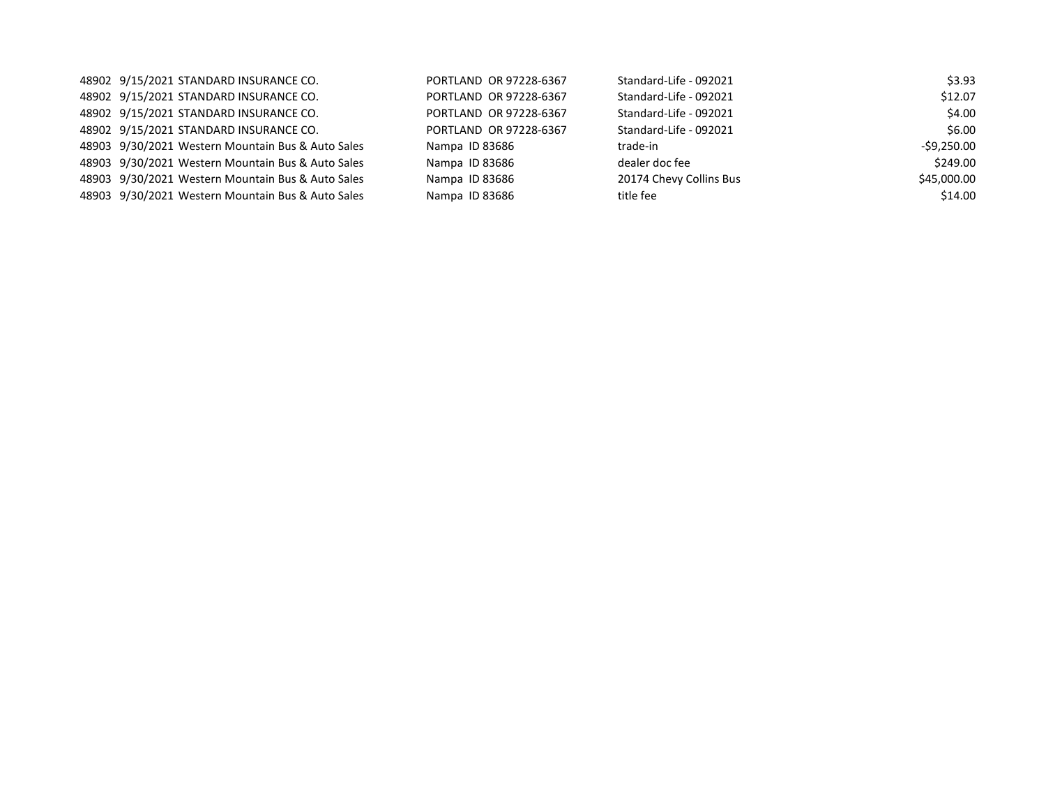| | | | | | |
|---|---|---|---|---|---|
| 48902 | 9/15/2021 | STANDARD INSURANCE CO. | PORTLAND OR 97228-6367 | Standard-Life - 092021 | $3.93 |
| 48902 | 9/15/2021 | STANDARD INSURANCE CO. | PORTLAND OR 97228-6367 | Standard-Life - 092021 | $12.07 |
| 48902 | 9/15/2021 | STANDARD INSURANCE CO. | PORTLAND OR 97228-6367 | Standard-Life - 092021 | $4.00 |
| 48902 | 9/15/2021 | STANDARD INSURANCE CO. | PORTLAND OR 97228-6367 | Standard-Life - 092021 | $6.00 |
| 48903 | 9/30/2021 | Western Mountain Bus & Auto Sales | Nampa ID 83686 | trade-in | -$9,250.00 |
| 48903 | 9/30/2021 | Western Mountain Bus & Auto Sales | Nampa ID 83686 | dealer doc fee | $249.00 |
| 48903 | 9/30/2021 | Western Mountain Bus & Auto Sales | Nampa ID 83686 | 20174 Chevy Collins Bus | $45,000.00 |
| 48903 | 9/30/2021 | Western Mountain Bus & Auto Sales | Nampa ID 83686 | title fee | $14.00 |